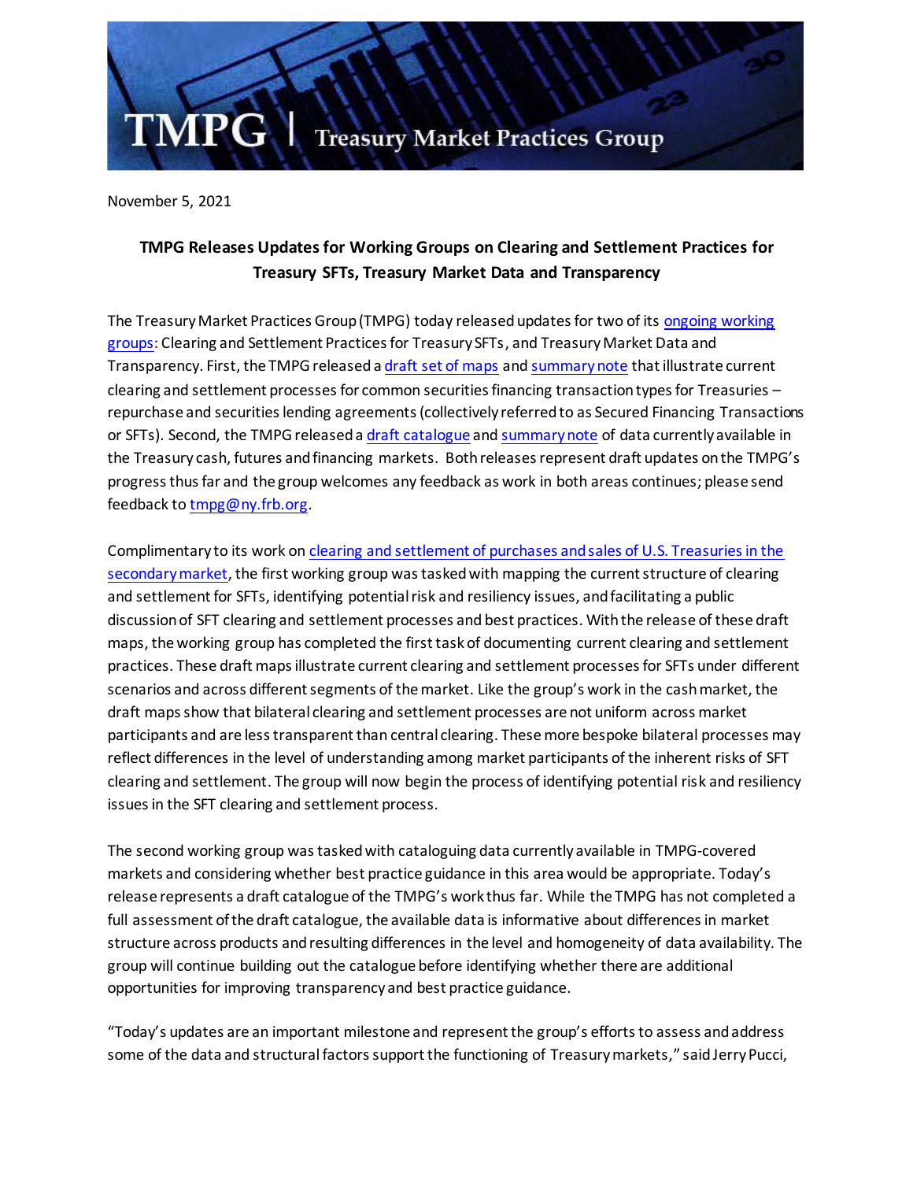TMPG | Treasury Market Practices Group

November 5, 2021

**TMPG Releases Updates for Working Groups on Clearing and Settlement Practices for Treasury SFTs, Treasury Market Data and Transparency**

The Treasury Market Practices Group (TMPG) today released updates for two of its ongoing working groups: Clearing and Settlement Practices for Treasury SFTs, and Treasury Market Data and Transparency. First, the TMPG released a draft set of maps and summary note that illustrate current clearing and settlement processes for common securities financing transaction types for Treasuries – repurchase and securities lending agreements (collectively referred to as Secured Financing Transactions or SFTs). Second, the TMPG released a draft catalogue and summary note of data currently available in the Treasury cash, futures and financing markets. Both releases represent draft updates on the TMPG's progress thus far and the group welcomes any feedback as work in both areas continues; please send feedback to tmpg@ny.frb.org.

Complimentary to its work on clearing and settlement of purchases and sales of U.S. Treasuries in the secondary market, the first working group was tasked with mapping the current structure of clearing and settlement for SFTs, identifying potential risk and resiliency issues, and facilitating a public discussion of SFT clearing and settlement processes and best practices. With the release of these draft maps, the working group has completed the first task of documenting current clearing and settlement practices. These draft maps illustrate current clearing and settlement processes for SFTs under different scenarios and across different segments of the market. Like the group's work in the cash market, the draft maps show that bilateral clearing and settlement processes are not uniform across market participants and are less transparent than central clearing. These more bespoke bilateral processes may reflect differences in the level of understanding among market participants of the inherent risks of SFT clearing and settlement. The group will now begin the process of identifying potential risk and resiliency issues in the SFT clearing and settlement process.

The second working group was tasked with cataloguing data currently available in TMPG-covered markets and considering whether best practice guidance in this area would be appropriate. Today's release represents a draft catalogue of the TMPG's work thus far. While the TMPG has not completed a full assessment of the draft catalogue, the available data is informative about differences in market structure across products and resulting differences in the level and homogeneity of data availability. The group will continue building out the catalogue before identifying whether there are additional opportunities for improving transparency and best practice guidance.

"Today's updates are an important milestone and represent the group's efforts to assess and address some of the data and structural factors support the functioning of Treasury markets," said Jerry Pucci,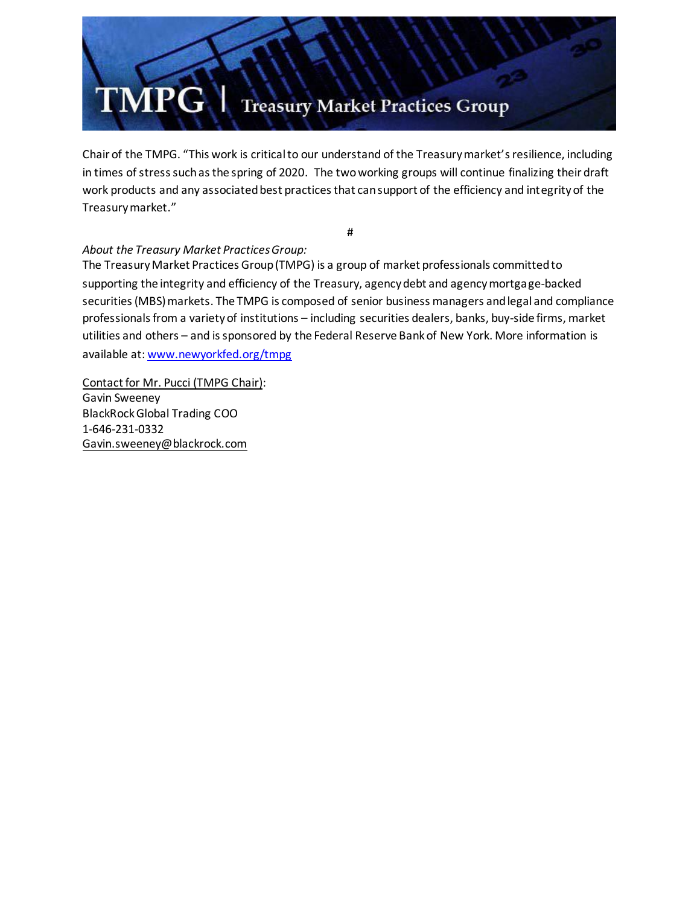Chair of the TMPG. “This work is critical to our understand of the Treasury market’s resilience, including in times of stress such as the spring of 2020. The two working groups will continue finalizing their draft work products and any associated best practices that can support of the efficiency and integrity of the Treasury market.”

#

*About the Treasury Market Practices Group:*
The Treasury Market Practices Group (TMPG) is a group of market professionals committed to supporting the integrity and efficiency of the Treasury, agency debt and agency mortgage-backed securities (MBS) markets. The TMPG is composed of senior business managers and legal and compliance professionals from a variety of institutions – including securities dealers, banks, buy-side firms, market utilities and others – and is sponsored by the Federal Reserve Bank of New York. More information is available at: [www.newyorkfed.org/tmpg](http://www.newyorkfed.org/tmpg)

Contact for Mr. Pucci (TMPG Chair):
Gavin Sweeney
BlackRock Global Trading COO
1-646-231-0332
Gavin.sweeney@blackrock.com